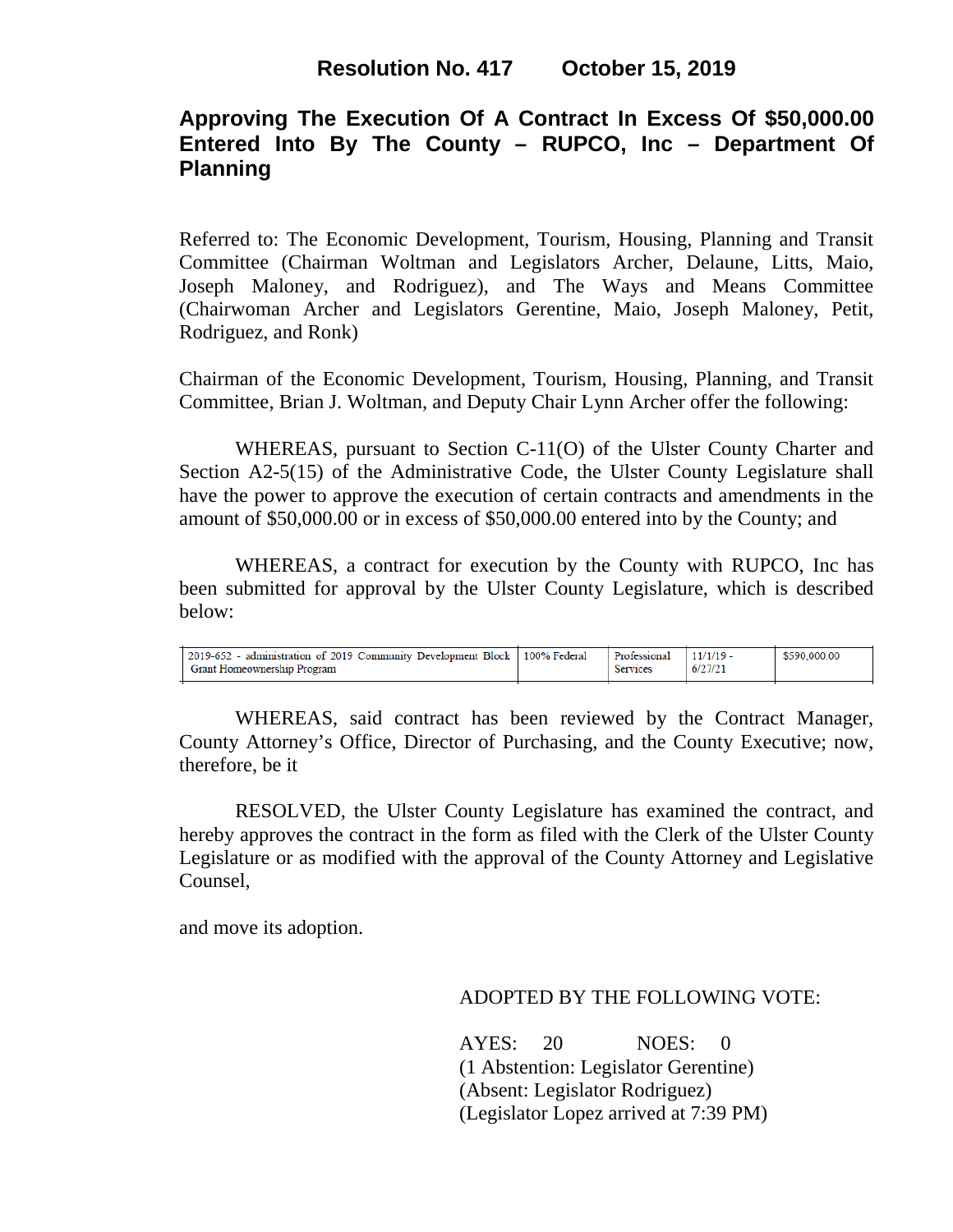# Resolution No. 417 October 15, 2019

## Approving The Execution Of A Contract In Excess Of $50,000.00 Entered Into By The County – RUPCO, Inc – Department Of Planning

Referred to: The Economic Development, Tourism, Housing, Planning and Transit Committee (Chairman Woltman and Legislators Archer, Delaune, Litts, Maio, Joseph Maloney, and Rodriguez), and The Ways and Means Committee (Chairwoman Archer and Legislators Gerentine, Maio, Joseph Maloney, Petit, Rodriguez, and Ronk)

Chairman of the Economic Development, Tourism, Housing, Planning, and Transit Committee, Brian J. Woltman, and Deputy Chair Lynn Archer offer the following:

WHEREAS, pursuant to Section C-11(O) of the Ulster County Charter and Section A2-5(15) of the Administrative Code, the Ulster County Legislature shall have the power to approve the execution of certain contracts and amendments in the amount of $50,000.00 or in excess of $50,000.00 entered into by the County; and

WHEREAS, a contract for execution by the County with RUPCO, Inc has been submitted for approval by the Ulster County Legislature, which is described below:

| | | | | |
|---|---|---|---|---|
| 2019-652 - administration of 2019 Community Development Block Grant Homeownership Program | 100% Federal | Professional Services | 11/1/19 - 6/27/21 | $590,000.00 |

WHEREAS, said contract has been reviewed by the Contract Manager, County Attorney's Office, Director of Purchasing, and the County Executive; now, therefore, be it

RESOLVED, the Ulster County Legislature has examined the contract, and hereby approves the contract in the form as filed with the Clerk of the Ulster County Legislature or as modified with the approval of the County Attorney and Legislative Counsel,

and move its adoption.

ADOPTED BY THE FOLLOWING VOTE:

AYES: 20 NOES: 0
(1 Abstention: Legislator Gerentine)
(Absent: Legislator Rodriguez)
(Legislator Lopez arrived at 7:39 PM)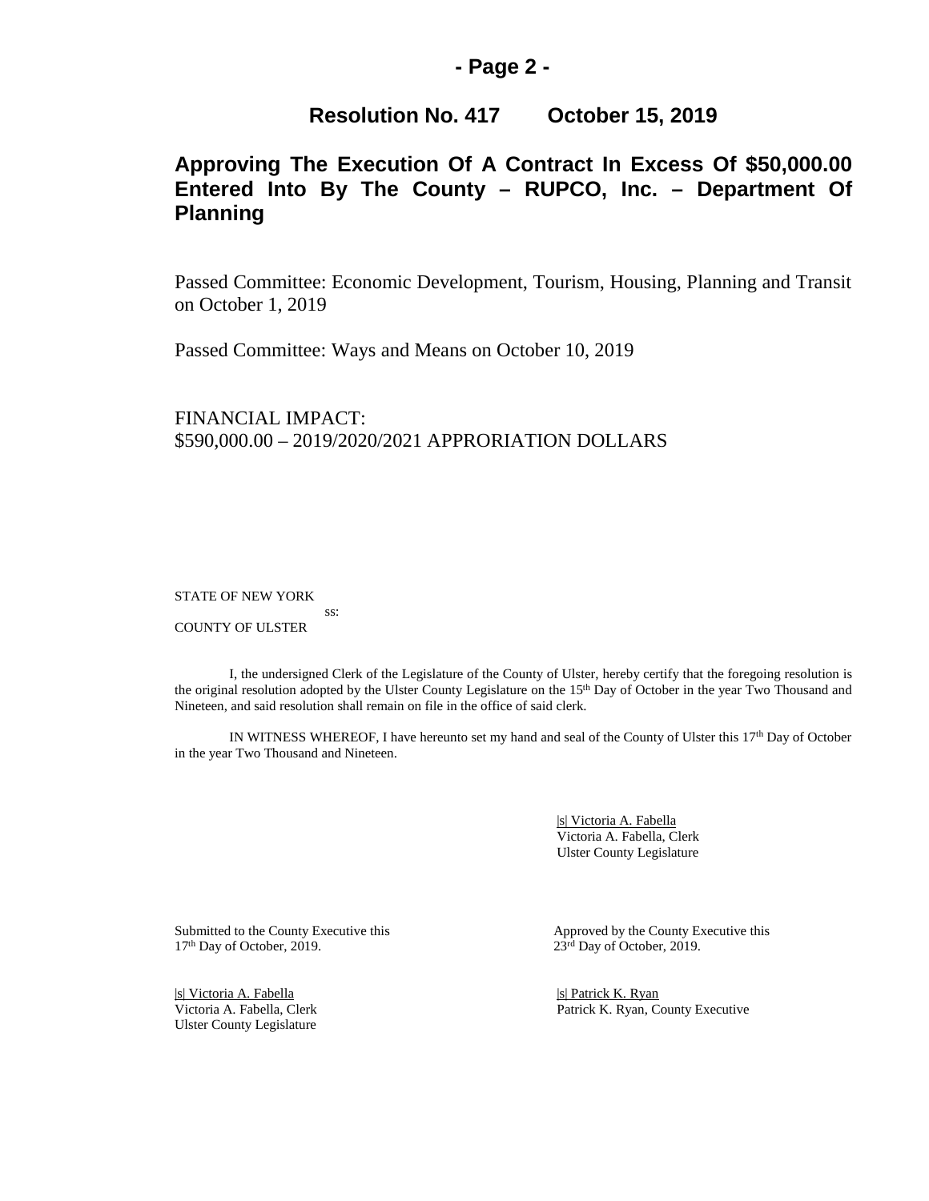**Resolution No. 417 October 15, 2019**

## Approving The Execution Of A Contract In Excess Of $50,000.00 Entered Into By The County – RUPCO, Inc. – Department Of Planning

Passed Committee: Economic Development, Tourism, Housing, Planning and Transit on October 1, 2019

Passed Committee: Ways and Means on October 10, 2019

FINANCIAL IMPACT:
$590,000.00 – 2019/2020/2021 APPRORIATION DOLLARS

STATE OF NEW YORK
ss:
COUNTY OF ULSTER

I, the undersigned Clerk of the Legislature of the County of Ulster, hereby certify that the foregoing resolution is the original resolution adopted by the Ulster County Legislature on the 15th Day of October in the year Two Thousand and Nineteen, and said resolution shall remain on file in the office of said clerk.

IN WITNESS WHEREOF, I have hereunto set my hand and seal of the County of Ulster this 17th Day of October in the year Two Thousand and Nineteen.

|s| Victoria A. Fabella
Victoria A. Fabella, Clerk
Ulster County Legislature

Submitted to the County Executive this 17th Day of October, 2019.

|s| Victoria A. Fabella
Victoria A. Fabella, Clerk
Ulster County Legislature

Approved by the County Executive this 23rd Day of October, 2019.

|s| Patrick K. Ryan
Patrick K. Ryan, County Executive